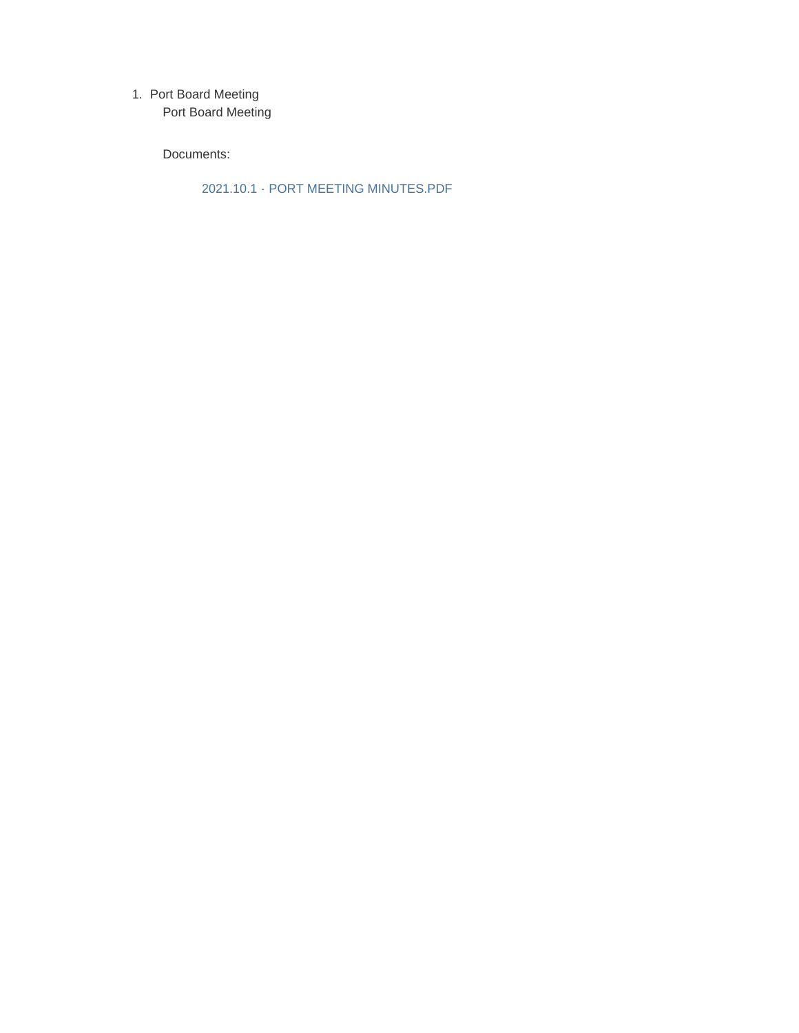1. Port Board Meeting

   Port Board Meeting

   Documents:

   2021.10.1 - PORT MEETING MINUTES.PDF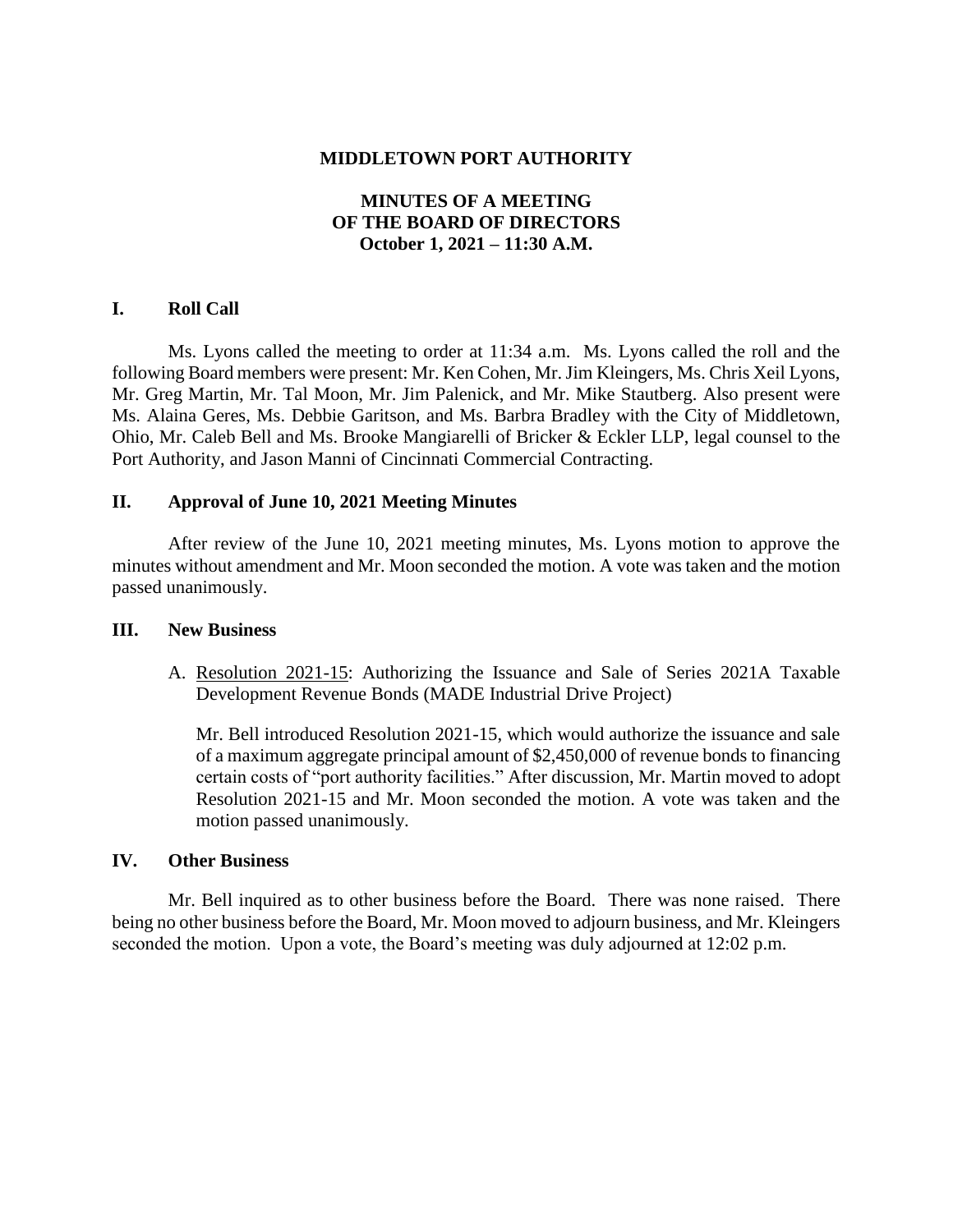**MIDDLETOWN PORT AUTHORITY**

**MINUTES OF A MEETING OF THE BOARD OF DIRECTORS October 1, 2021 – 11:30 A.M.**

## I. Roll Call

Ms. Lyons called the meeting to order at 11:34 a.m. Ms. Lyons called the roll and the following Board members were present: Mr. Ken Cohen, Mr. Jim Kleingers, Ms. Chris Xeil Lyons, Mr. Greg Martin, Mr. Tal Moon, Mr. Jim Palenick, and Mr. Mike Stautberg. Also present were Ms. Alaina Geres, Ms. Debbie Garitson, and Ms. Barbra Bradley with the City of Middletown, Ohio, Mr. Caleb Bell and Ms. Brooke Mangiarelli of Bricker & Eckler LLP, legal counsel to the Port Authority, and Jason Manni of Cincinnati Commercial Contracting.

## II. Approval of June 10, 2021 Meeting Minutes

After review of the June 10, 2021 meeting minutes, Ms. Lyons motion to approve the minutes without amendment and Mr. Moon seconded the motion. A vote was taken and the motion passed unanimously.

## III. New Business

A. Resolution 2021-15: Authorizing the Issuance and Sale of Series 2021A Taxable Development Revenue Bonds (MADE Industrial Drive Project)

   Mr. Bell introduced Resolution 2021-15, which would authorize the issuance and sale of a maximum aggregate principal amount of $2,450,000 of revenue bonds to financing certain costs of "port authority facilities." After discussion, Mr. Martin moved to adopt Resolution 2021-15 and Mr. Moon seconded the motion. A vote was taken and the motion passed unanimously.

## IV. Other Business

Mr. Bell inquired as to other business before the Board. There was none raised. There being no other business before the Board, Mr. Moon moved to adjourn business, and Mr. Kleingers seconded the motion. Upon a vote, the Board's meeting was duly adjourned at 12:02 p.m.